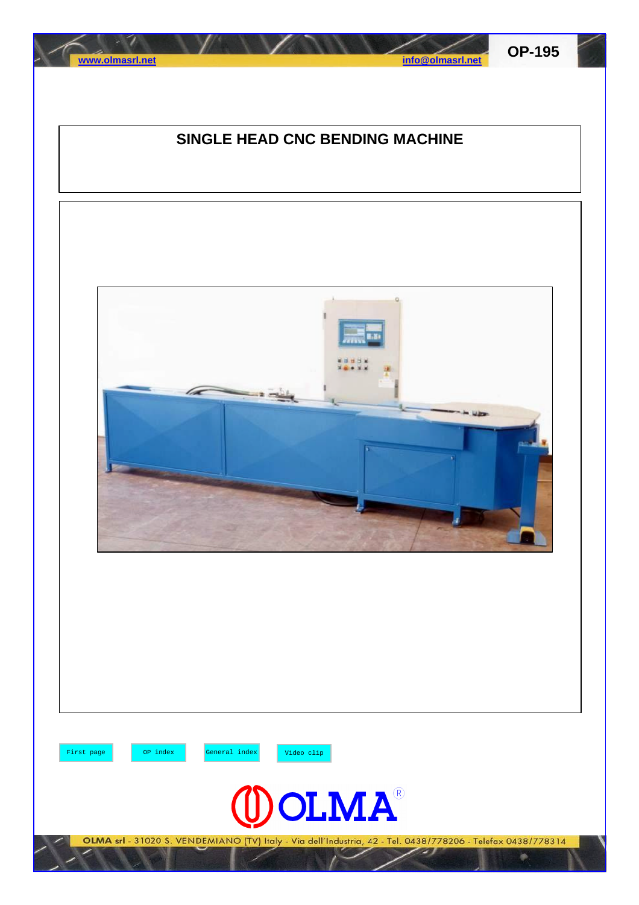www.olmasrl.net info@olmasrl.net

OP-195

# SINGLE HEAD CNC BENDING MACHINE

First page | OP index | General index | Video clip

OLMA srl - 31020 S. VENDEMIANO (TV) Italy - Via dell'Industria, 42 - Tel. 0438/778206 - Telefax 0438/778314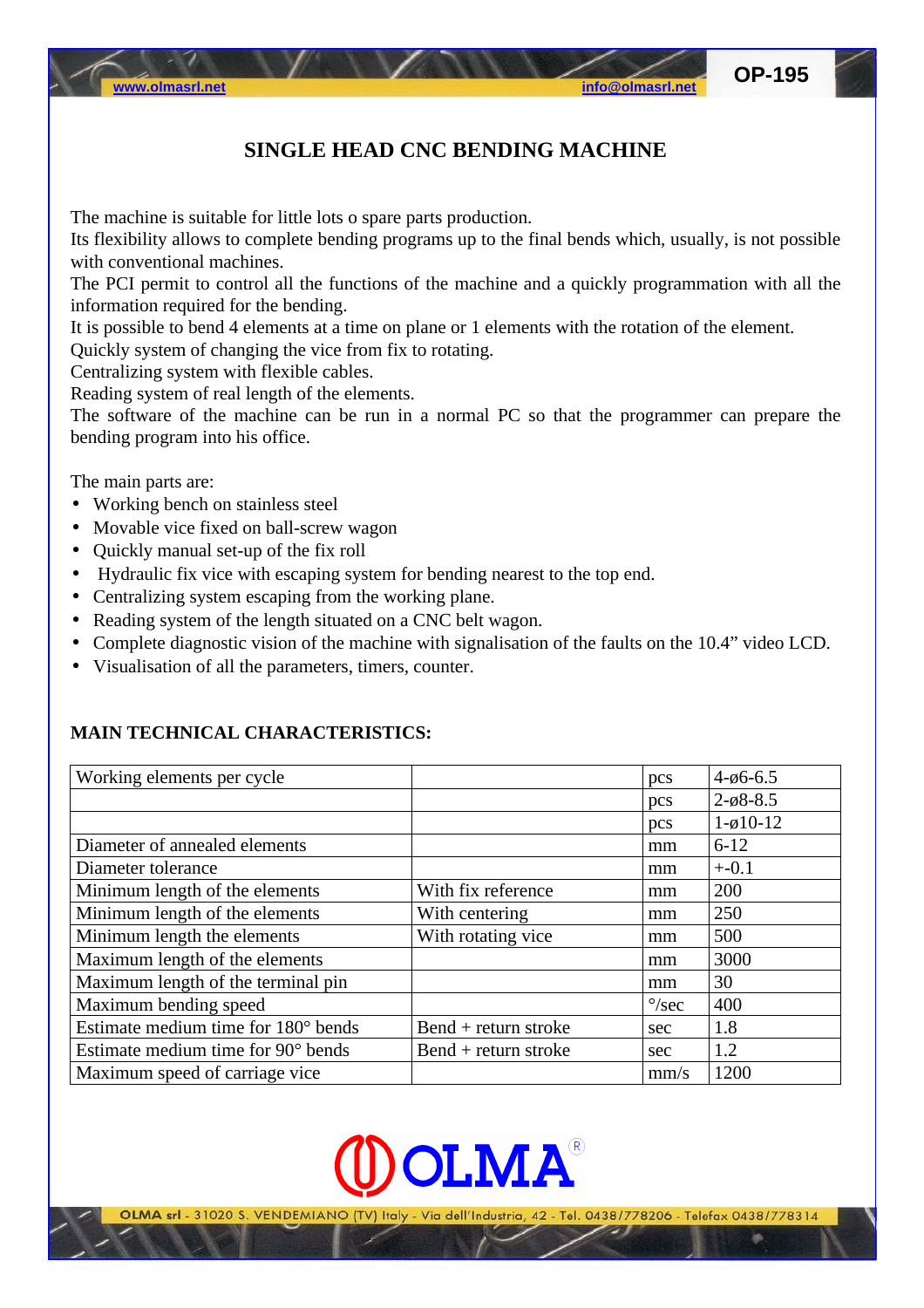# SINGLE HEAD CNC BENDING MACHINE

The machine is suitable for little lots o spare parts production.
Its flexibility allows to complete bending programs up to the final bends which, usually, is not possible with conventional machines.
The PCI permit to control all the functions of the machine and a quickly programmation with all the information required for the bending.
It is possible to bend 4 elements at a time on plane or 1 elements with the rotation of the element.
Quickly system of changing the vice from fix to rotating.
Centralizing system with flexible cables.
Reading system of real length of the elements.
The software of the machine can be run in a normal PC so that the programmer can prepare the bending program into his office.

The main parts are:

- Working bench on stainless steel
- Movable vice fixed on ball-screw wagon
- Quickly manual set-up of the fix roll
- Hydraulic fix vice with escaping system for bending nearest to the top end.
- Centralizing system escaping from the working plane.
- Reading system of the length situated on a CNC belt wagon.
- Complete diagnostic vision of the machine with signalisation of the faults on the 10.4” video LCD.
- Visualisation of all the parameters, timers, counter.

## MAIN TECHNICAL CHARACTERISTICS:

| | | | |
|---|---|---|---|
| Working elements per cycle | | pcs | 4-ø6-6.5 |
| | | pcs | 2-ø8-8.5 |
| | | pcs | 1-ø10-12 |
| Diameter of annealed elements | | mm | 6-12 |
| Diameter tolerance | | mm | +-0.1 |
| Minimum length of the elements | With fix reference | mm | 200 |
| Minimum length of the elements | With centering | mm | 250 |
| Minimum length the elements | With rotating vice | mm | 500 |
| Maximum length of the elements | | mm | 3000 |
| Maximum length of the terminal pin | | mm | 30 |
| Maximum bending speed | | °/sec | 400 |
| Estimate medium time for 180° bends | Bend + return stroke | sec | 1.8 |
| Estimate medium time for 90° bends | Bend + return stroke | sec | 1.2 |
| Maximum speed of carriage vice | | mm/s | 1200 |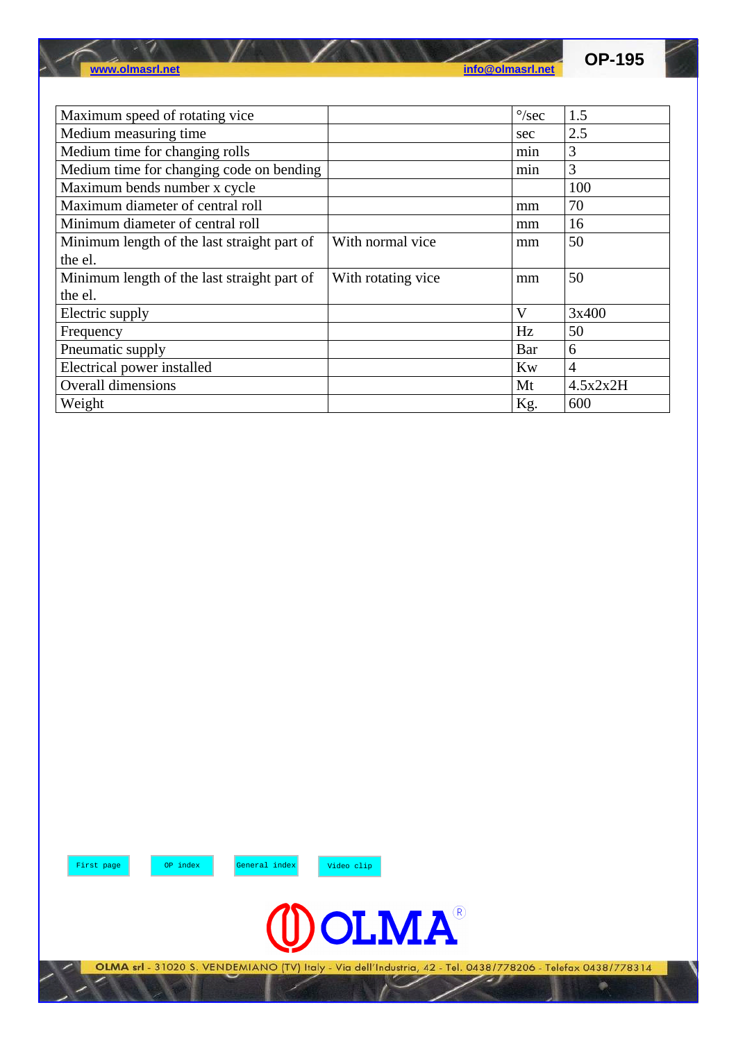| | | | |
|---|---|---|---|
| Maximum speed of rotating vice | | °/sec | 1.5 |
| Medium measuring time | | sec | 2.5 |
| Medium time for changing rolls | | min | 3 |
| Medium time for changing code on bending | | min | 3 |
| Maximum bends number x cycle | | | 100 |
| Maximum diameter of central roll | | mm | 70 |
| Minimum diameter of central roll | | mm | 16 |
| Minimum length of the last straight part of the el. | With normal vice | mm | 50 |
| Minimum length of the last straight part of the el. | With rotating vice | mm | 50 |
| Electric supply | | V | 3x400 |
| Frequency | | Hz | 50 |
| Pneumatic supply | | Bar | 6 |
| Electrical power installed | | Kw | 4 |
| Overall dimensions | | Mt | 4.5x2x2H |
| Weight | | Kg. | 600 |

First page | OP index | General index | Video clip

OLMA®

OLMA srl - 31020 S. VENDEMIANO (TV) Italy - Via dell'Industria, 42 - Tel. 0438/778206 - Telefax 0438/778314